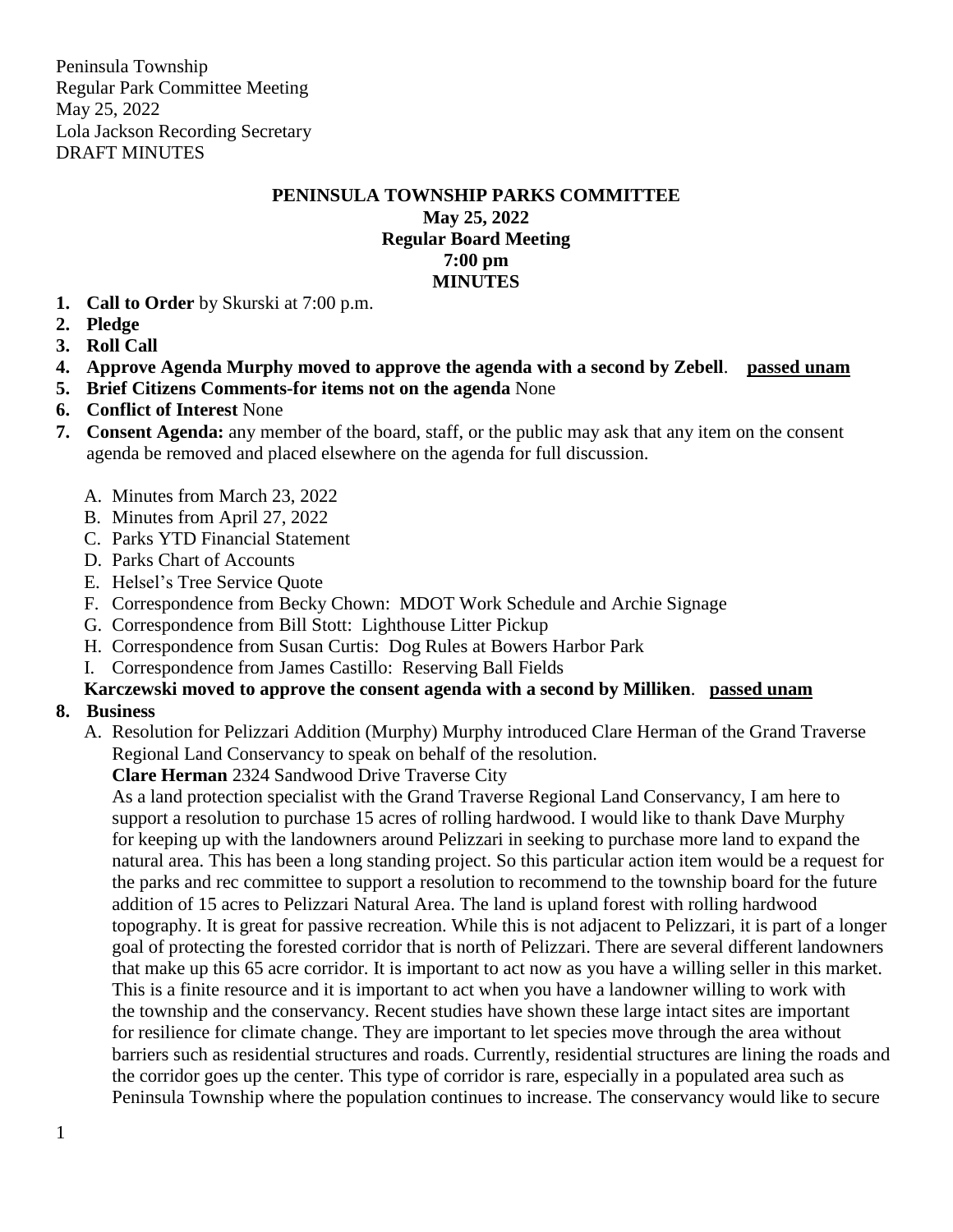Peninsula Township
Regular Park Committee Meeting
May 25, 2022
Lola Jackson Recording Secretary
DRAFT MINUTES

**PENINSULA TOWNSHIP PARKS COMMITTEE**
**May 25, 2022**
**Regular Board Meeting**
**7:00 pm**
**MINUTES**

1. **Call to Order** by Skurski at 7:00 p.m.
2. **Pledge**
3. **Roll Call**
4. **Approve Agenda Murphy moved to approve the agenda with a second by Zebell**. **passed unam**
5. **Brief Citizens Comments-for items not on the agenda** None
6. **Conflict of Interest** None
7. **Consent Agenda:** any member of the board, staff, or the public may ask that any item on the consent agenda be removed and placed elsewhere on the agenda for full discussion.

   A. Minutes from March 23, 2022
   B. Minutes from April 27, 2022
   C. Parks YTD Financial Statement
   D. Parks Chart of Accounts
   E. Helsel's Tree Service Quote
   F. Correspondence from Becky Chown: MDOT Work Schedule and Archie Signage
   G. Correspondence from Bill Stott: Lighthouse Litter Pickup
   H. Correspondence from Susan Curtis: Dog Rules at Bowers Harbor Park
   I. Correspondence from James Castillo: Reserving Ball Fields

   **Karczewski moved to approve the consent agenda with a second by Milliken**. **passed unam**

8. **Business**

   A. Resolution for Pelizzari Addition (Murphy) Murphy introduced Clare Herman of the Grand Traverse Regional Land Conservancy to speak on behalf of the resolution.

   **Clare Herman** 2324 Sandwood Drive Traverse City

   As a land protection specialist with the Grand Traverse Regional Land Conservancy, I am here to support a resolution to purchase 15 acres of rolling hardwood. I would like to thank Dave Murphy for keeping up with the landowners around Pelizzari in seeking to purchase more land to expand the natural area. This has been a long standing project. So this particular action item would be a request for the parks and rec committee to support a resolution to recommend to the township board for the future addition of 15 acres to Pelizzari Natural Area. The land is upland forest with rolling hardwood topography. It is great for passive recreation. While this is not adjacent to Pelizzari, it is part of a longer goal of protecting the forested corridor that is north of Pelizzari. There are several different landowners that make up this 65 acre corridor. It is important to act now as you have a willing seller in this market. This is a finite resource and it is important to act when you have a landowner willing to work with the township and the conservancy. Recent studies have shown these large intact sites are important for resilience for climate change. They are important to let species move through the area without barriers such as residential structures and roads. Currently, residential structures are lining the roads and the corridor goes up the center. This type of corridor is rare, especially in a populated area such as Peninsula Township where the population continues to increase. The conservancy would like to secure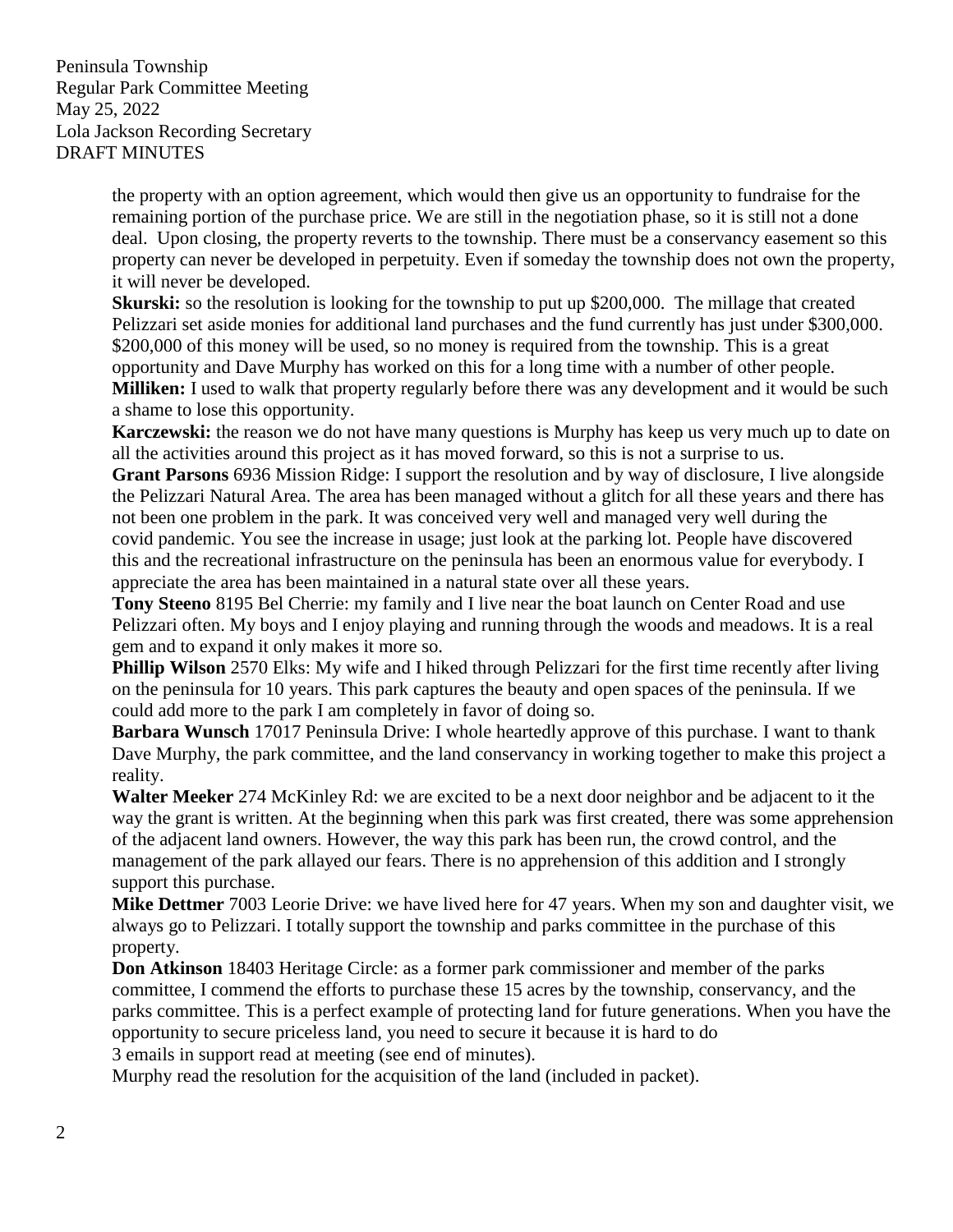the property with an option agreement, which would then give us an opportunity to fundraise for the remaining portion of the purchase price. We are still in the negotiation phase, so it is still not a done deal. Upon closing, the property reverts to the township. There must be a conservancy easement so this property can never be developed in perpetuity. Even if someday the township does not own the property, it will never be developed.

**Skurski:** so the resolution is looking for the township to put up $200,000. The millage that created Pelizzari set aside monies for additional land purchases and the fund currently has just under $300,000. $200,000 of this money will be used, so no money is required from the township. This is a great opportunity and Dave Murphy has worked on this for a long time with a number of other people.

**Milliken:** I used to walk that property regularly before there was any development and it would be such a shame to lose this opportunity.

**Karczewski:** the reason we do not have many questions is Murphy has keep us very much up to date on all the activities around this project as it has moved forward, so this is not a surprise to us.

**Grant Parsons** 6936 Mission Ridge: I support the resolution and by way of disclosure, I live alongside the Pelizzari Natural Area. The area has been managed without a glitch for all these years and there has not been one problem in the park. It was conceived very well and managed very well during the covid pandemic. You see the increase in usage; just look at the parking lot. People have discovered this and the recreational infrastructure on the peninsula has been an enormous value for everybody. I appreciate the area has been maintained in a natural state over all these years.

**Tony Steeno** 8195 Bel Cherrie: my family and I live near the boat launch on Center Road and use Pelizzari often. My boys and I enjoy playing and running through the woods and meadows. It is a real gem and to expand it only makes it more so.

**Phillip Wilson** 2570 Elks: My wife and I hiked through Pelizzari for the first time recently after living on the peninsula for 10 years. This park captures the beauty and open spaces of the peninsula. If we could add more to the park I am completely in favor of doing so.

**Barbara Wunsch** 17017 Peninsula Drive: I whole heartedly approve of this purchase. I want to thank Dave Murphy, the park committee, and the land conservancy in working together to make this project a reality.

**Walter Meeker** 274 McKinley Rd: we are excited to be a next door neighbor and be adjacent to it the way the grant is written. At the beginning when this park was first created, there was some apprehension of the adjacent land owners. However, the way this park has been run, the crowd control, and the management of the park allayed our fears. There is no apprehension of this addition and I strongly support this purchase.

**Mike Dettmer** 7003 Leorie Drive: we have lived here for 47 years. When my son and daughter visit, we always go to Pelizzari. I totally support the township and parks committee in the purchase of this property.

**Don Atkinson** 18403 Heritage Circle: as a former park commissioner and member of the parks committee, I commend the efforts to purchase these 15 acres by the township, conservancy, and the parks committee. This is a perfect example of protecting land for future generations. When you have the opportunity to secure priceless land, you need to secure it because it is hard to do

3 emails in support read at meeting (see end of minutes).

Murphy read the resolution for the acquisition of the land (included in packet).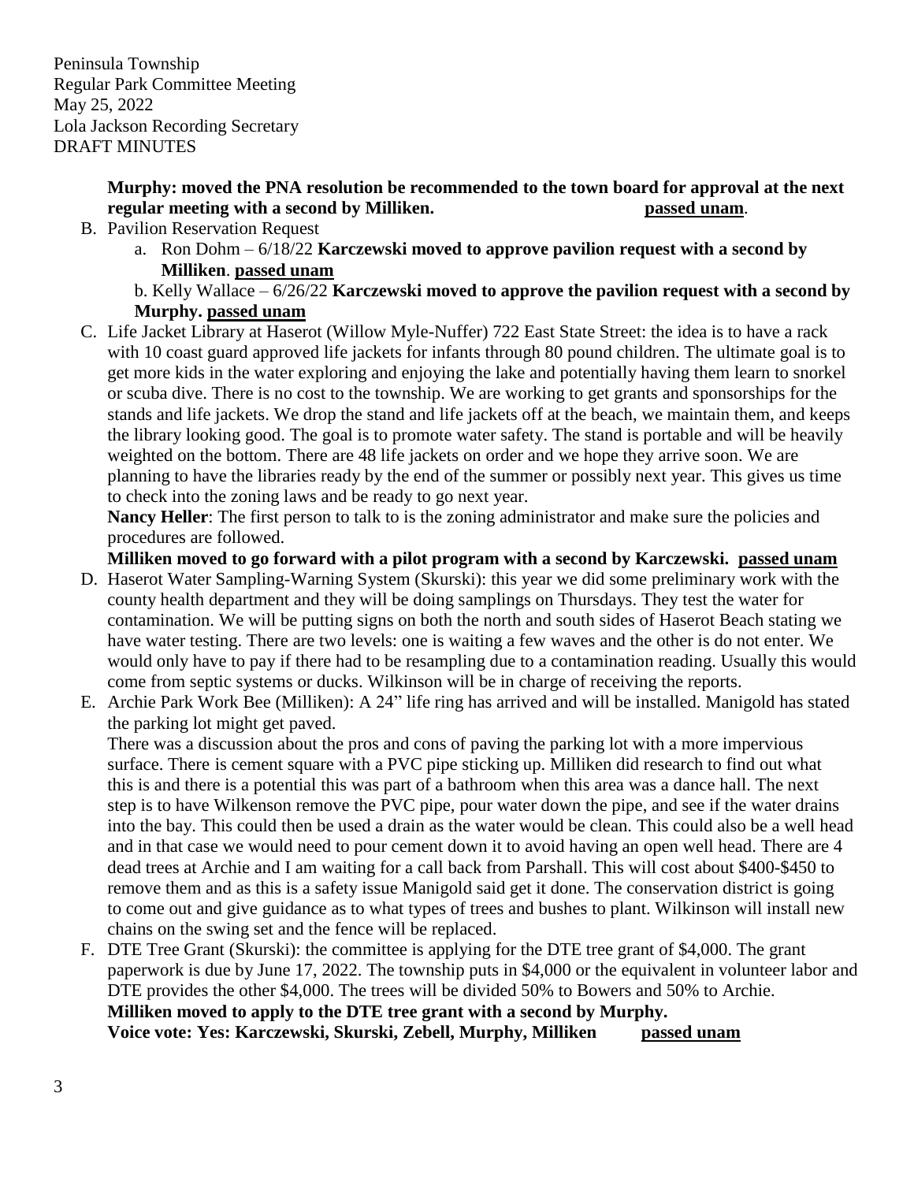Peninsula Township
Regular Park Committee Meeting
May 25, 2022
Lola Jackson Recording Secretary
DRAFT MINUTES

**Murphy: moved the PNA resolution be recommended to the town board for approval at the next regular meeting with a second by Milliken.** **passed unam**.

B. Pavilion Reservation Request
   a. Ron Dohm – 6/18/22 **Karczewski moved to approve pavilion request with a second by Milliken**. **passed unam**
   b. Kelly Wallace – 6/26/22 **Karczewski moved to approve the pavilion request with a second by Murphy. passed unam**

C. Life Jacket Library at Haserot (Willow Myle-Nuffer) 722 East State Street: the idea is to have a rack with 10 coast guard approved life jackets for infants through 80 pound children. The ultimate goal is to get more kids in the water exploring and enjoying the lake and potentially having them learn to snorkel or scuba dive. There is no cost to the township. We are working to get grants and sponsorships for the stands and life jackets. We drop the stand and life jackets off at the beach, we maintain them, and keeps the library looking good. The goal is to promote water safety. The stand is portable and will be heavily weighted on the bottom. There are 48 life jackets on order and we hope they arrive soon. We are planning to have the libraries ready by the end of the summer or possibly next year. This gives us time to check into the zoning laws and be ready to go next year.

   **Nancy Heller**: The first person to talk to is the zoning administrator and make sure the policies and procedures are followed.

   **Milliken moved to go forward with a pilot program with a second by Karczewski. passed unam**

D. Haserot Water Sampling-Warning System (Skurski): this year we did some preliminary work with the county health department and they will be doing samplings on Thursdays. They test the water for contamination. We will be putting signs on both the north and south sides of Haserot Beach stating we have water testing. There are two levels: one is waiting a few waves and the other is do not enter. We would only have to pay if there had to be resampling due to a contamination reading. Usually this would come from septic systems or ducks. Wilkinson will be in charge of receiving the reports.

E. Archie Park Work Bee (Milliken): A 24" life ring has arrived and will be installed. Manigold has stated the parking lot might get paved.

   There was a discussion about the pros and cons of paving the parking lot with a more impervious surface. There is cement square with a PVC pipe sticking up. Milliken did research to find out what this is and there is a potential this was part of a bathroom when this area was a dance hall. The next step is to have Wilkenson remove the PVC pipe, pour water down the pipe, and see if the water drains into the bay. This could then be used a drain as the water would be clean. This could also be a well head and in that case we would need to pour cement down it to avoid having an open well head. There are 4 dead trees at Archie and I am waiting for a call back from Parshall. This will cost about $400-$450 to remove them and as this is a safety issue Manigold said get it done. The conservation district is going to come out and give guidance as to what types of trees and bushes to plant. Wilkinson will install new chains on the swing set and the fence will be replaced.

F. DTE Tree Grant (Skurski): the committee is applying for the DTE tree grant of $4,000. The grant paperwork is due by June 17, 2022. The township puts in $4,000 or the equivalent in volunteer labor and DTE provides the other $4,000. The trees will be divided 50% to Bowers and 50% to Archie.

   **Milliken moved to apply to the DTE tree grant with a second by Murphy.**
   **Voice vote: Yes: Karczewski, Skurski, Zebell, Murphy, Milliken** **passed unam**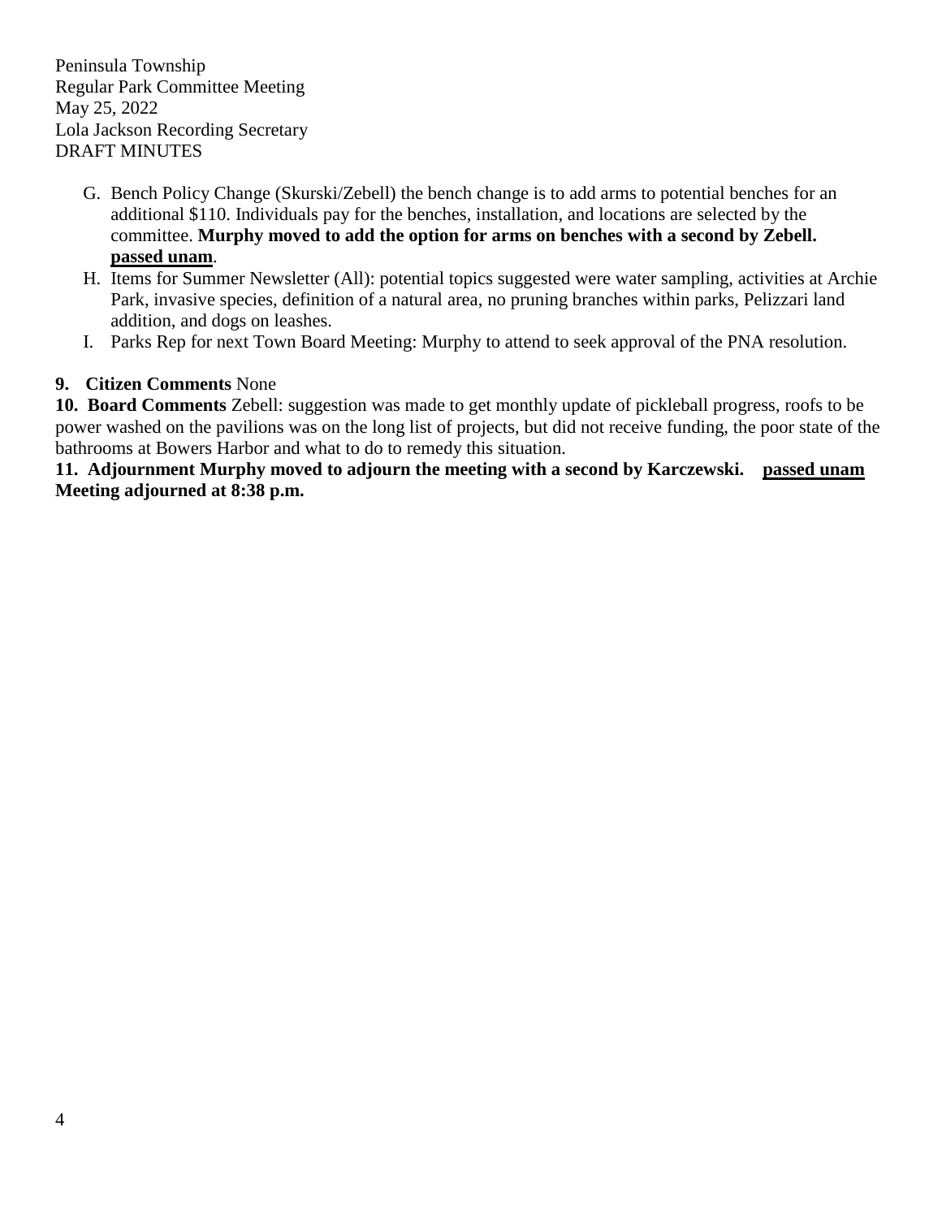Peninsula Township
Regular Park Committee Meeting
May 25, 2022
Lola Jackson Recording Secretary
DRAFT MINUTES

G. Bench Policy Change (Skurski/Zebell) the bench change is to add arms to potential benches for an additional $110. Individuals pay for the benches, installation, and locations are selected by the committee. **Murphy moved to add the option for arms on benches with a second by Zebell. <u>passed unam</u>**.
H. Items for Summer Newsletter (All): potential topics suggested were water sampling, activities at Archie Park, invasive species, definition of a natural area, no pruning branches within parks, Pelizzari land addition, and dogs on leashes.
I. Parks Rep for next Town Board Meeting: Murphy to attend to seek approval of the PNA resolution.

**9. Citizen Comments** None

**10. Board Comments** Zebell: suggestion was made to get monthly update of pickleball progress, roofs to be power washed on the pavilions was on the long list of projects, but did not receive funding, the poor state of the bathrooms at Bowers Harbor and what to do to remedy this situation.

**11. Adjournment Murphy moved to adjourn the meeting with a second by Karczewski. <u>passed unam</u>**
**Meeting adjourned at 8:38 p.m.**